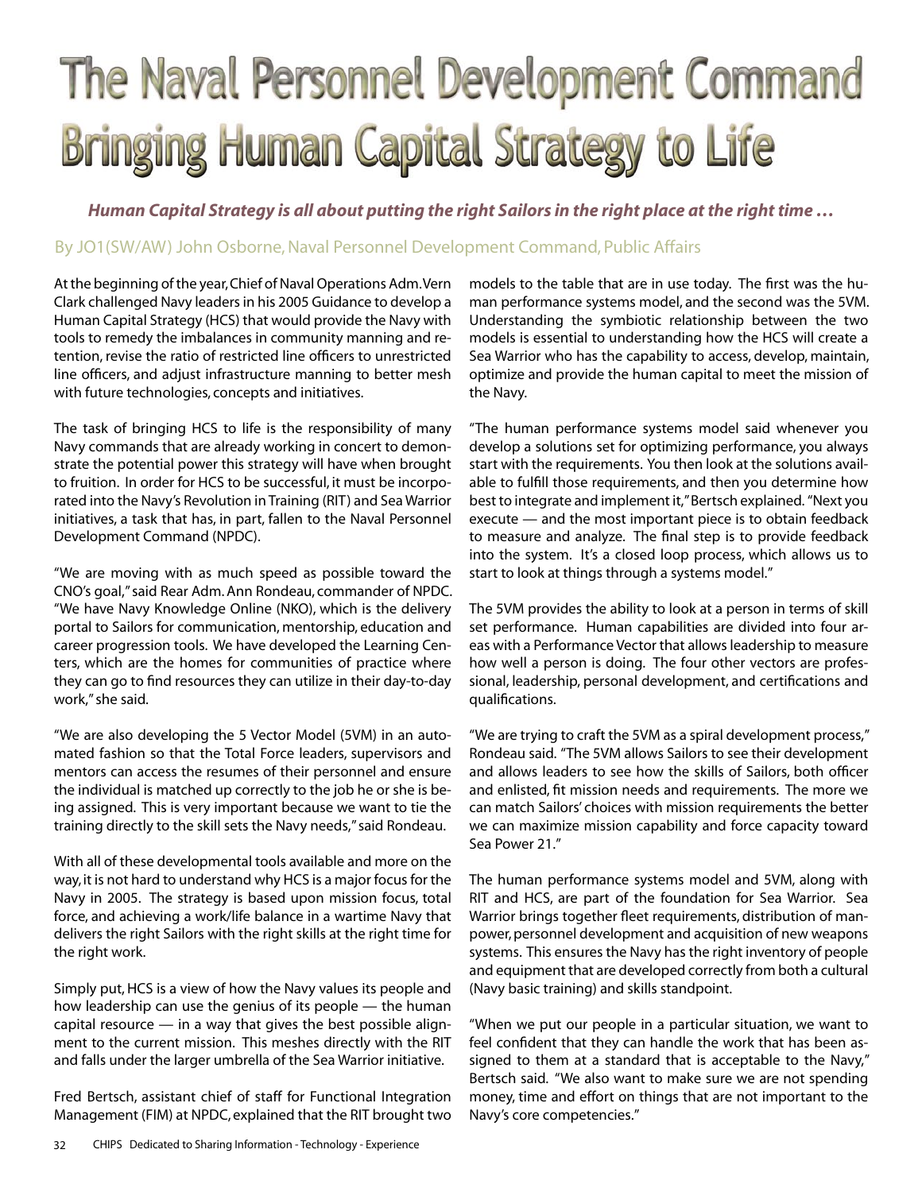# The Naval Personnel Development Command Bringing Human Capital Strategy to Life

***Human Capital Strategy is all about putting the right Sailors in the right place at the right time …***

By JO1(SW/AW) John Osborne, Naval Personnel Development Command, Public Affairs

At the beginning of the year, Chief of Naval Operations Adm. Vern Clark challenged Navy leaders in his 2005 Guidance to develop a Human Capital Strategy (HCS) that would provide the Navy with tools to remedy the imbalances in community manning and retention, revise the ratio of restricted line officers to unrestricted line officers, and adjust infrastructure manning to better mesh with future technologies, concepts and initiatives.

The task of bringing HCS to life is the responsibility of many Navy commands that are already working in concert to demonstrate the potential power this strategy will have when brought to fruition. In order for HCS to be successful, it must be incorporated into the Navy's Revolution in Training (RIT) and Sea Warrior initiatives, a task that has, in part, fallen to the Naval Personnel Development Command (NPDC).

"We are moving with as much speed as possible toward the CNO's goal," said Rear Adm. Ann Rondeau, commander of NPDC. "We have Navy Knowledge Online (NKO), which is the delivery portal to Sailors for communication, mentorship, education and career progression tools. We have developed the Learning Centers, which are the homes for communities of practice where they can go to find resources they can utilize in their day-to-day work," she said.

"We are also developing the 5 Vector Model (5VM) in an automated fashion so that the Total Force leaders, supervisors and mentors can access the resumes of their personnel and ensure the individual is matched up correctly to the job he or she is being assigned. This is very important because we want to tie the training directly to the skill sets the Navy needs," said Rondeau.

With all of these developmental tools available and more on the way, it is not hard to understand why HCS is a major focus for the Navy in 2005. The strategy is based upon mission focus, total force, and achieving a work/life balance in a wartime Navy that delivers the right Sailors with the right skills at the right time for the right work.

Simply put, HCS is a view of how the Navy values its people and how leadership can use the genius of its people — the human capital resource — in a way that gives the best possible alignment to the current mission. This meshes directly with the RIT and falls under the larger umbrella of the Sea Warrior initiative.

Fred Bertsch, assistant chief of staff for Functional Integration Management (FIM) at NPDC, explained that the RIT brought two models to the table that are in use today. The first was the human performance systems model, and the second was the 5VM. Understanding the symbiotic relationship between the two models is essential to understanding how the HCS will create a Sea Warrior who has the capability to access, develop, maintain, optimize and provide the human capital to meet the mission of the Navy.

"The human performance systems model said whenever you develop a solutions set for optimizing performance, you always start with the requirements. You then look at the solutions available to fulfill those requirements, and then you determine how best to integrate and implement it," Bertsch explained. "Next you execute — and the most important piece is to obtain feedback to measure and analyze. The final step is to provide feedback into the system. It's a closed loop process, which allows us to start to look at things through a systems model."

The 5VM provides the ability to look at a person in terms of skill set performance. Human capabilities are divided into four areas with a Performance Vector that allows leadership to measure how well a person is doing. The four other vectors are professional, leadership, personal development, and certifications and qualifications.

"We are trying to craft the 5VM as a spiral development process," Rondeau said. "The 5VM allows Sailors to see their development and allows leaders to see how the skills of Sailors, both officer and enlisted, fit mission needs and requirements. The more we can match Sailors' choices with mission requirements the better we can maximize mission capability and force capacity toward Sea Power 21."

The human performance systems model and 5VM, along with RIT and HCS, are part of the foundation for Sea Warrior. Sea Warrior brings together fleet requirements, distribution of manpower, personnel development and acquisition of new weapons systems. This ensures the Navy has the right inventory of people and equipment that are developed correctly from both a cultural (Navy basic training) and skills standpoint.

"When we put our people in a particular situation, we want to feel confident that they can handle the work that has been assigned to them at a standard that is acceptable to the Navy," Bertsch said. "We also want to make sure we are not spending money, time and effort on things that are not important to the Navy's core competencies."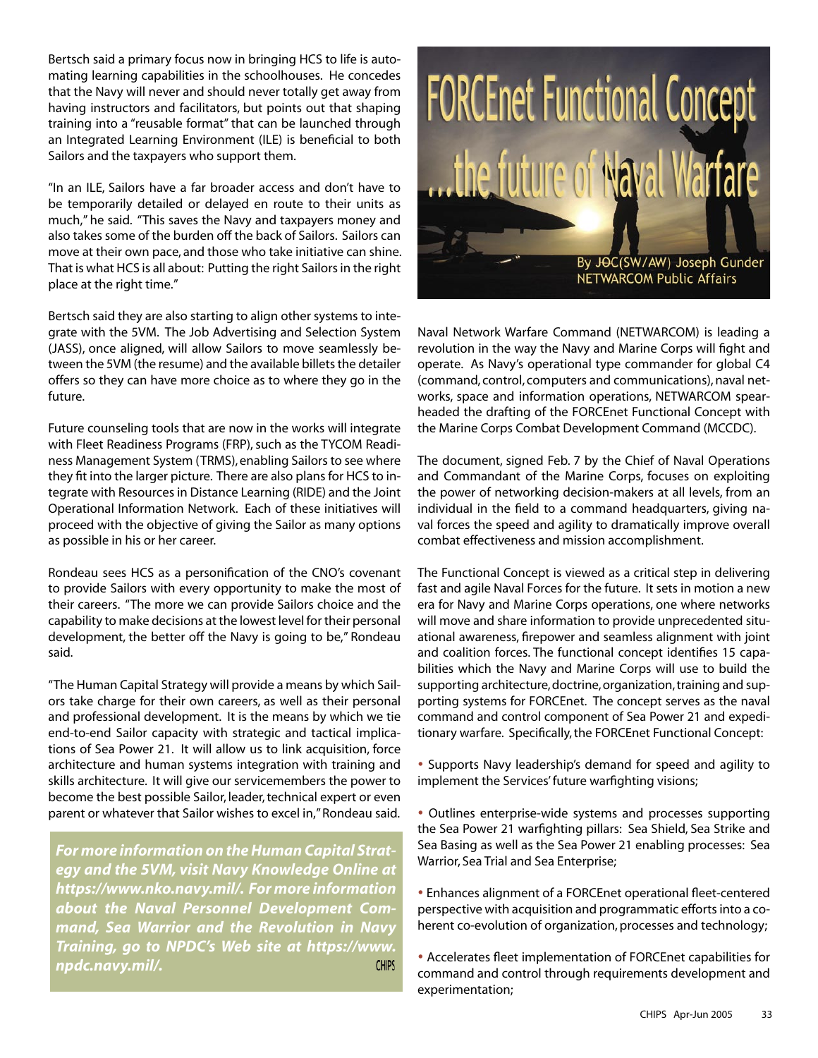Bertsch said a primary focus now in bringing HCS to life is automating learning capabilities in the schoolhouses. He concedes that the Navy will never and should never totally get away from having instructors and facilitators, but points out that shaping training into a "reusable format" that can be launched through an Integrated Learning Environment (ILE) is beneficial to both Sailors and the taxpayers who support them.

"In an ILE, Sailors have a far broader access and don't have to be temporarily detailed or delayed en route to their units as much," he said. "This saves the Navy and taxpayers money and also takes some of the burden off the back of Sailors. Sailors can move at their own pace, and those who take initiative can shine. That is what HCS is all about: Putting the right Sailors in the right place at the right time."

Bertsch said they are also starting to align other systems to integrate with the 5VM. The Job Advertising and Selection System (JASS), once aligned, will allow Sailors to move seamlessly between the 5VM (the resume) and the available billets the detailer offers so they can have more choice as to where they go in the future.

Future counseling tools that are now in the works will integrate with Fleet Readiness Programs (FRP), such as the TYCOM Readiness Management System (TRMS), enabling Sailors to see where they fit into the larger picture. There are also plans for HCS to integrate with Resources in Distance Learning (RIDE) and the Joint Operational Information Network. Each of these initiatives will proceed with the objective of giving the Sailor as many options as possible in his or her career.

Rondeau sees HCS as a personification of the CNO's covenant to provide Sailors with every opportunity to make the most of their careers. "The more we can provide Sailors choice and the capability to make decisions at the lowest level for their personal development, the better off the Navy is going to be," Rondeau said.

"The Human Capital Strategy will provide a means by which Sailors take charge for their own careers, as well as their personal and professional development. It is the means by which we tie end-to-end Sailor capacity with strategic and tactical implications of Sea Power 21. It will allow us to link acquisition, force architecture and human systems integration with training and skills architecture. It will give our servicemembers the power to become the best possible Sailor, leader, technical expert or even parent or whatever that Sailor wishes to excel in," Rondeau said.

***For more information on the Human Capital Strategy and the 5VM, visit Navy Knowledge Online at https://www.nko.navy.mil/. For more information about the Naval Personnel Development Command, Sea Warrior and the Revolution in Navy Training, go to NPDC's Web site at https://www.npdc.navy.mil/.*** CHIPS

# FORCEnet Functional Concept ...the future of Naval Warfare

By JOC(SW/AW) Joseph Gunder
NETWARCOM Public Affairs

Naval Network Warfare Command (NETWARCOM) is leading a revolution in the way the Navy and Marine Corps will fight and operate. As Navy's operational type commander for global C4 (command, control, computers and communications), naval networks, space and information operations, NETWARCOM spearheaded the drafting of the FORCEnet Functional Concept with the Marine Corps Combat Development Command (MCCDC).

The document, signed Feb. 7 by the Chief of Naval Operations and Commandant of the Marine Corps, focuses on exploiting the power of networking decision-makers at all levels, from an individual in the field to a command headquarters, giving naval forces the speed and agility to dramatically improve overall combat effectiveness and mission accomplishment.

The Functional Concept is viewed as a critical step in delivering fast and agile Naval Forces for the future. It sets in motion a new era for Navy and Marine Corps operations, one where networks will move and share information to provide unprecedented situational awareness, firepower and seamless alignment with joint and coalition forces. The functional concept identifies 15 capabilities which the Navy and Marine Corps will use to build the supporting architecture, doctrine, organization, training and supporting systems for FORCEnet. The concept serves as the naval command and control component of Sea Power 21 and expeditionary warfare. Specifically, the FORCEnet Functional Concept:

- Supports Navy leadership's demand for speed and agility to implement the Services' future warfighting visions;
- Outlines enterprise-wide systems and processes supporting the Sea Power 21 warfighting pillars: Sea Shield, Sea Strike and Sea Basing as well as the Sea Power 21 enabling processes: Sea Warrior, Sea Trial and Sea Enterprise;
- Enhances alignment of a FORCEnet operational fleet-centered perspective with acquisition and programmatic efforts into a coherent co-evolution of organization, processes and technology;
- Accelerates fleet implementation of FORCEnet capabilities for command and control through requirements development and experimentation;